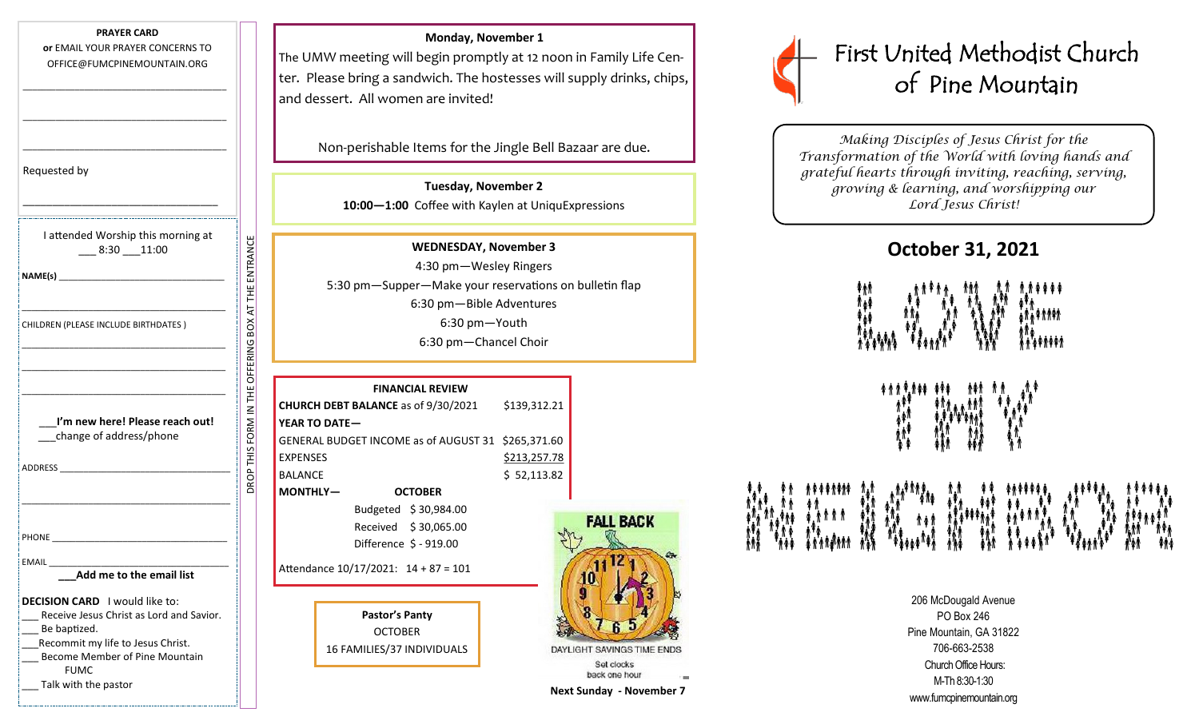**PRAYER CARD**
**or** EMAIL YOUR PRAYER CONCERNS TO OFFICE@FUMCPINEMOUNTAIN.ORG

___________________________________

___________________________________

___________________________________

Requested by

___________________________________

I attended Worship this morning at
___ 8:30 ___11:00

**NAME(s)** ___________________________________

___________________________________

CHILDREN (PLEASE INCLUDE BIRTHDATES )

___________________________________

___________________________________

___________________________________

___**I'm new here! Please reach out!**
___change of address/phone

ADDRESS ___________________________________

___________________________________

PHONE ___________________________________

EMAIL ___________________________________

___**Add me to the email list**

**DECISION CARD** I would like to:
- ___ Receive Jesus Christ as Lord and Savior.
- ___ Be baptized.
- ___Recommit my life to Jesus Christ.
- ___ Become Member of Pine Mountain FUMC
- ___ Talk with the pastor

DROP THIS FORM IN THE OFFERING BOX AT THE ENTRANCE

**Monday, November 1**

The UMW meeting will begin promptly at 12 noon in Family Life Center. Please bring a sandwich. The hostesses will supply drinks, chips, and dessert. All women are invited!

Non-perishable Items for the Jingle Bell Bazaar are due.

**Tuesday, November 2**

**10:00—1:00** Coffee with Kaylen at UniquExpressions

**WEDNESDAY, November 3**

4:30 pm—Wesley Ringers
5:30 pm—Supper—Make your reservations on bulletin flap
6:30 pm—Bible Adventures
6:30 pm—Youth
6:30 pm—Chancel Choir

**FINANCIAL REVIEW**

| | | |
|---|---|---|
| **CHURCH DEBT BALANCE** as of 9/30/2021 | | $139,312.21 |
| **YEAR TO DATE—** | | |
| GENERAL BUDGET INCOME as of AUGUST 31 | | $265,371.60 |
| EXPENSES | | $213,257.78 |
| BALANCE | | $ 52,113.82 |
| **MONTHLY—** | **OCTOBER** | |
| | Budgeted $ 30,984.00 | |
| | Received $ 30,065.00 | |
| | Difference $ - 919.00 | |

Attendance 10/17/2021: 14 + 87 = 101

**Pastor's Panty**
OCTOBER
16 FAMILIES/37 INDIVIDUALS

FALL BACK
DAYLIGHT SAVINGS TIME ENDS
Set clocks back one hour

**Next Sunday - November 7**

# First United Methodist Church of Pine Mountain

*Making Disciples of Jesus Christ for the Transformation of the World with loving hands and grateful hearts through inviting, reaching, serving, growing & learning, and worshipping our Lord Jesus Christ!*

## October 31, 2021

LOVE THY NEIGHBOR

206 McDougald Avenue
PO Box 246
Pine Mountain, GA 31822
706-663-2538
Church Office Hours:
M-Th 8:30-1:30
www.fumcpinemountain.org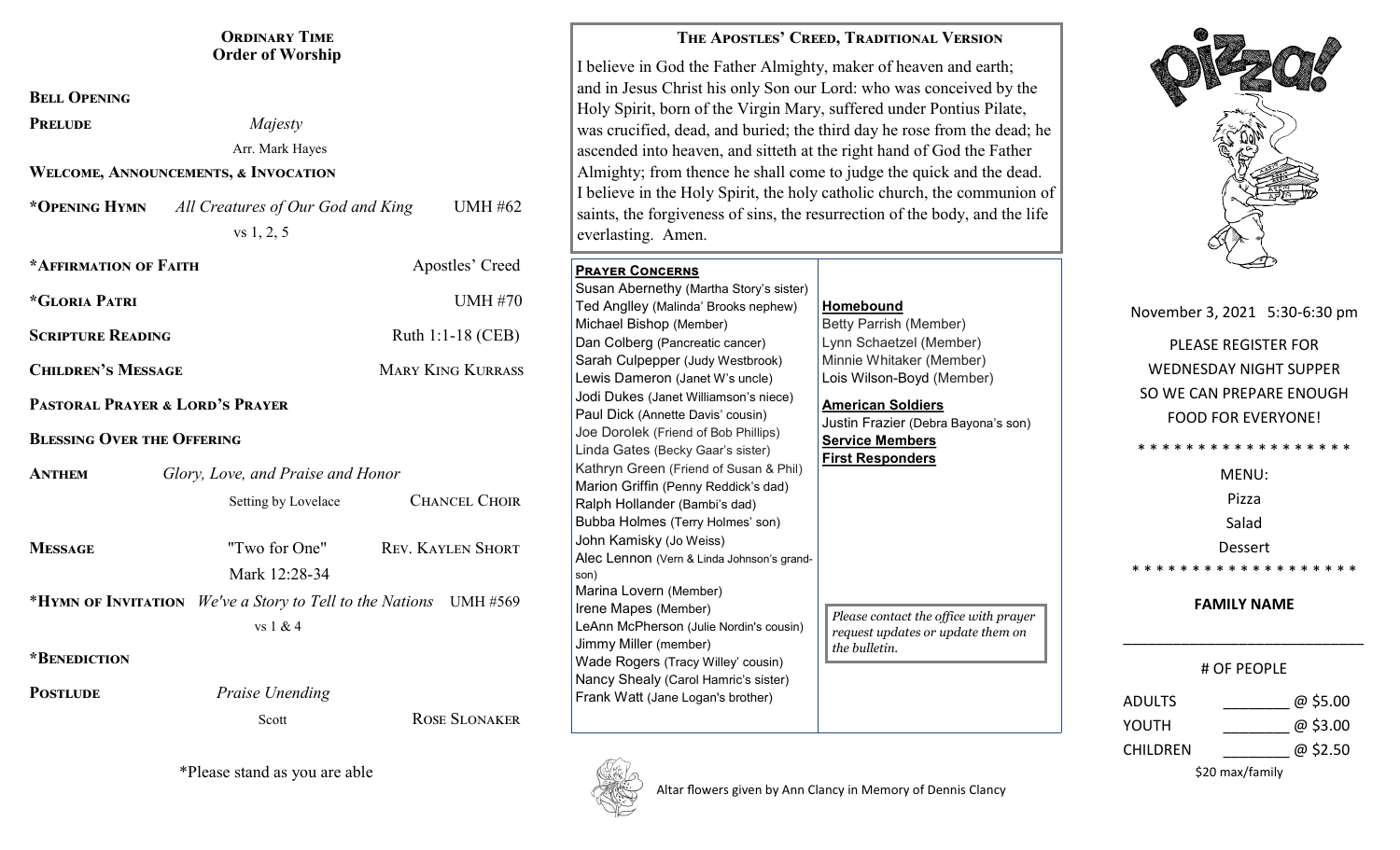## Ordinary Time
## Order of Worship

**Bell Opening**

**Prelude** *Majesty*
Arr. Mark Hayes

**Welcome, Announcements, & Invocation**

***Opening Hymn** *All Creatures of Our God and King* UMH #62
vs 1, 2, 5

***Affirmation of Faith** Apostles' Creed

***Gloria Patri** UMH #70

**Scripture Reading** Ruth 1:1-18 (CEB)

**Children's Message** Mary King Kurrass

**Pastoral Prayer & Lord's Prayer**

**Blessing Over the Offering**

**Anthem** *Glory, Love, and Praise and Honor*
Setting by Lovelace Chancel Choir

**Message** "Two for One" Rev. Kaylen Short
Mark 12:28-34

***Hymn of Invitation** *We've a Story to Tell to the Nations* UMH #569
vs 1 & 4

***Benediction**

**Postlude** *Praise Unending*
Scott Rose Slonaker

*Please stand as you are able

## The Apostles' Creed, Traditional Version

I believe in God the Father Almighty, maker of heaven and earth; and in Jesus Christ his only Son our Lord: who was conceived by the Holy Spirit, born of the Virgin Mary, suffered under Pontius Pilate, was crucified, dead, and buried; the third day he rose from the dead; he ascended into heaven, and sitteth at the right hand of God the Father Almighty; from thence he shall come to judge the quick and the dead. I believe in the Holy Spirit, the holy catholic church, the communion of saints, the forgiveness of sins, the resurrection of the body, and the life everlasting. Amen.

**Prayer Concerns**

Susan Abernethy (Martha Story's sister)
Ted Anglley (Malinda' Brooks nephew)
Michael Bishop (Member)
Dan Colberg (Pancreatic cancer)
Sarah Culpepper (Judy Westbrook)
Lewis Dameron (Janet W's uncle)
Jodi Dukes (Janet Williamson's niece)
Paul Dick (Annette Davis' cousin)
Joe Dorolek (Friend of Bob Phillips)
Linda Gates (Becky Gaar's sister)
Kathryn Green (Friend of Susan & Phil)
Marion Griffin (Penny Reddick's dad)
Ralph Hollander (Bambi's dad)
Bubba Holmes (Terry Holmes' son)
John Kamisky (Jo Weiss)
Alec Lennon (Vern & Linda Johnson's grandson)
Marina Lovern (Member)
Irene Mapes (Member)
LeAnn McPherson (Julie Nordin's cousin)
Jimmy Miller (member)
Wade Rogers (Tracy Willey' cousin)
Nancy Shealy (Carol Hamric's sister)
Frank Watt (Jane Logan's brother)

**Homebound**
Betty Parrish (Member)
Lynn Schaetzel (Member)
Minnie Whitaker (Member)
Lois Wilson-Boyd (Member)

**American Soldiers**
Justin Frazier (Debra Bayona's son)
**Service Members**
**First Responders**

*Please contact the office with prayer request updates or update them on the bulletin.*

Altar flowers given by Ann Clancy in Memory of Dennis Clancy

## pizza!

November 3, 2021 5:30-6:30 pm

PLEASE REGISTER FOR WEDNESDAY NIGHT SUPPER SO WE CAN PREPARE ENOUGH FOOD FOR EVERYONE!

\* \* \* \* \* \* \* \* \* \* \* \* \* \* \* \* \* \*

MENU:
Pizza
Salad
Dessert

\* \* \* \* \* \* \* \* \* \* \* \* \* \* \* \* \* \* \*

**FAMILY NAME**

______________________________

# OF PEOPLE

ADULTS ________ @ $5.00
YOUTH ________ @ $3.00
CHILDREN ________ @ $2.50

$20 max/family